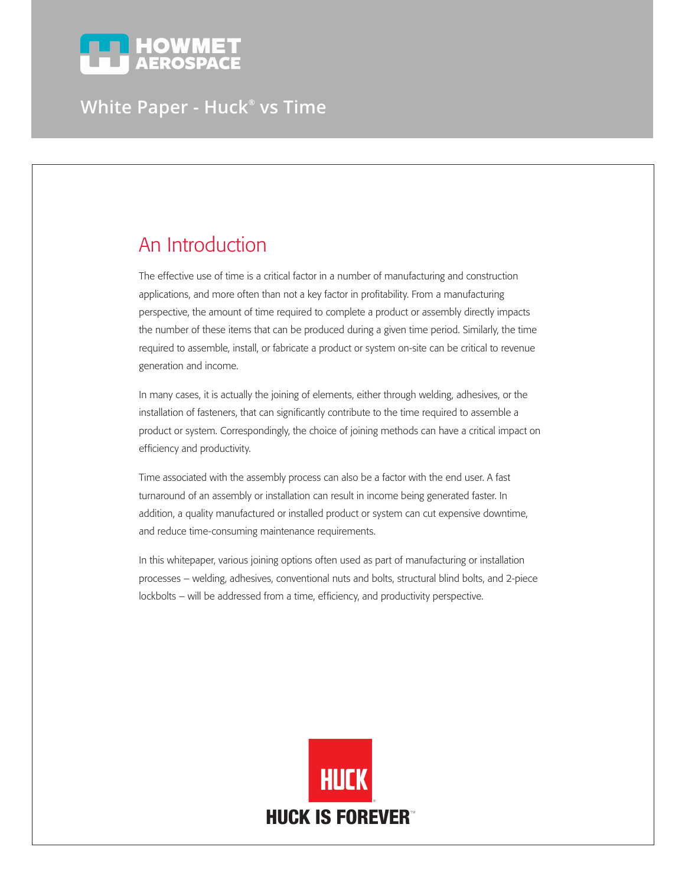HOWMET AEROSPACE

# White Paper - Huck® vs Time

## An Introduction

The effective use of time is a critical factor in a number of manufacturing and construction applications, and more often than not a key factor in profitability. From a manufacturing perspective, the amount of time required to complete a product or assembly directly impacts the number of these items that can be produced during a given time period. Similarly, the time required to assemble, install, or fabricate a product or system on-site can be critical to revenue generation and income.

In many cases, it is actually the joining of elements, either through welding, adhesives, or the installation of fasteners, that can significantly contribute to the time required to assemble a product or system. Correspondingly, the choice of joining methods can have a critical impact on efficiency and productivity.

Time associated with the assembly process can also be a factor with the end user. A fast turnaround of an assembly or installation can result in income being generated faster. In addition, a quality manufactured or installed product or system can cut expensive downtime, and reduce time-consuming maintenance requirements.

In this whitepaper, various joining options often used as part of manufacturing or installation processes – welding, adhesives, conventional nuts and bolts, structural blind bolts, and 2-piece lockbolts – will be addressed from a time, efficiency, and productivity perspective.

HUCK

HUCK IS FOREVER™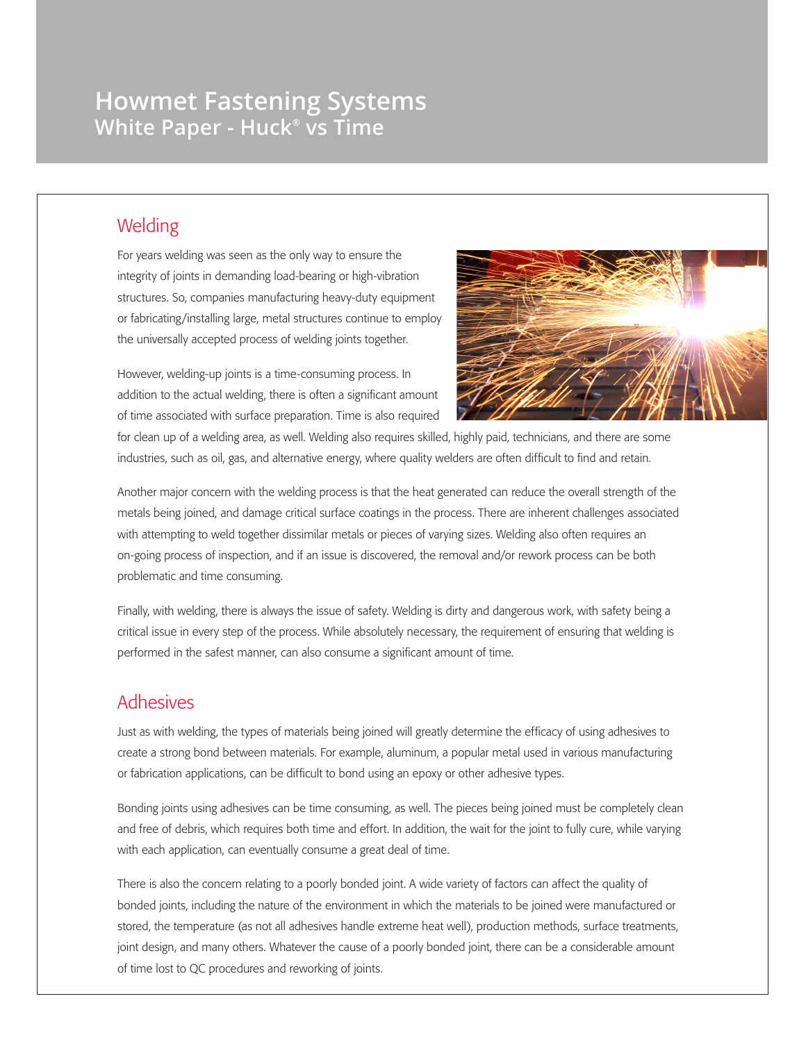## Welding

For years welding was seen as the only way to ensure the integrity of joints in demanding load-bearing or high-vibration structures. So, companies manufacturing heavy-duty equipment or fabricating/installing large, metal structures continue to employ the universally accepted process of welding joints together.

However, welding-up joints is a time-consuming process. In addition to the actual welding, there is often a significant amount of time associated with surface preparation. Time is also required for clean up of a welding area, as well. Welding also requires skilled, highly paid, technicians, and there are some industries, such as oil, gas, and alternative energy, where quality welders are often difficult to find and retain.

Another major concern with the welding process is that the heat generated can reduce the overall strength of the metals being joined, and damage critical surface coatings in the process. There are inherent challenges associated with attempting to weld together dissimilar metals or pieces of varying sizes. Welding also often requires an on-going process of inspection, and if an issue is discovered, the removal and/or rework process can be both problematic and time consuming.

Finally, with welding, there is always the issue of safety. Welding is dirty and dangerous work, with safety being a critical issue in every step of the process. While absolutely necessary, the requirement of ensuring that welding is performed in the safest manner, can also consume a significant amount of time.

## Adhesives

Just as with welding, the types of materials being joined will greatly determine the efficacy of using adhesives to create a strong bond between materials. For example, aluminum, a popular metal used in various manufacturing or fabrication applications, can be difficult to bond using an epoxy or other adhesive types.

Bonding joints using adhesives can be time consuming, as well. The pieces being joined must be completely clean and free of debris, which requires both time and effort. In addition, the wait for the joint to fully cure, while varying with each application, can eventually consume a great deal of time.

There is also the concern relating to a poorly bonded joint. A wide variety of factors can affect the quality of bonded joints, including the nature of the environment in which the materials to be joined were manufactured or stored, the temperature (as not all adhesives handle extreme heat well), production methods, surface treatments, joint design, and many others. Whatever the cause of a poorly bonded joint, there can be a considerable amount of time lost to QC procedures and reworking of joints.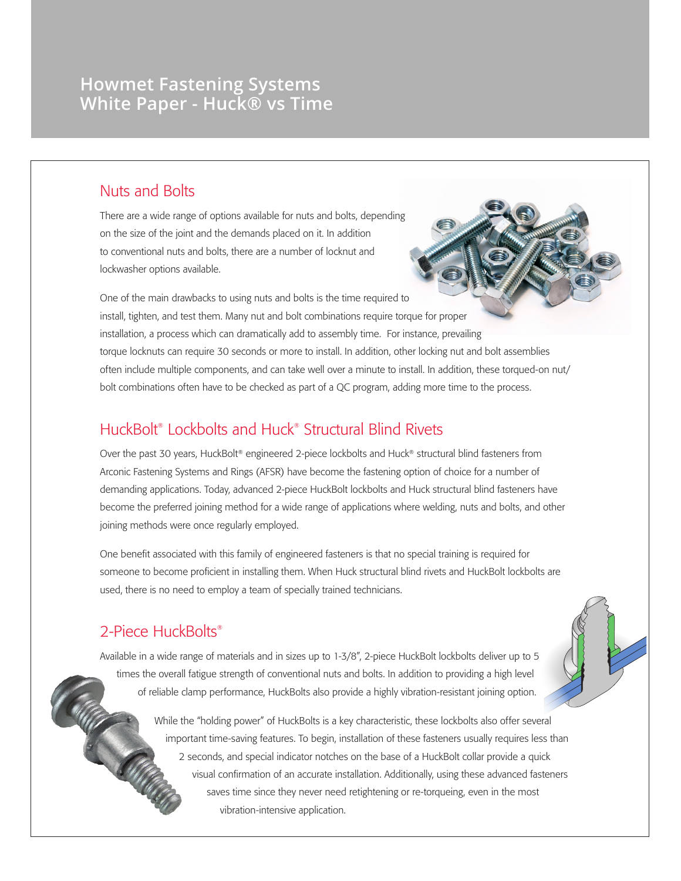## Nuts and Bolts

There are a wide range of options available for nuts and bolts, depending on the size of the joint and the demands placed on it. In addition to conventional nuts and bolts, there are a number of locknut and lockwasher options available.

One of the main drawbacks to using nuts and bolts is the time required to install, tighten, and test them. Many nut and bolt combinations require torque for proper installation, a process which can dramatically add to assembly time. For instance, prevailing torque locknuts can require 30 seconds or more to install. In addition, other locking nut and bolt assemblies often include multiple components, and can take well over a minute to install. In addition, these torqued-on nut/bolt combinations often have to be checked as part of a QC program, adding more time to the process.

## HuckBolt® Lockbolts and Huck® Structural Blind Rivets

Over the past 30 years, HuckBolt® engineered 2-piece lockbolts and Huck® structural blind fasteners from Arconic Fastening Systems and Rings (AFSR) have become the fastening option of choice for a number of demanding applications. Today, advanced 2-piece HuckBolt lockbolts and Huck structural blind fasteners have become the preferred joining method for a wide range of applications where welding, nuts and bolts, and other joining methods were once regularly employed.

One benefit associated with this family of engineered fasteners is that no special training is required for someone to become proficient in installing them. When Huck structural blind rivets and HuckBolt lockbolts are used, there is no need to employ a team of specially trained technicians.

## 2-Piece HuckBolts®

Available in a wide range of materials and in sizes up to 1-3/8", 2-piece HuckBolt lockbolts deliver up to 5 times the overall fatigue strength of conventional nuts and bolts. In addition to providing a high level of reliable clamp performance, HuckBolts also provide a highly vibration-resistant joining option.

While the "holding power" of HuckBolts is a key characteristic, these lockbolts also offer several important time-saving features. To begin, installation of these fasteners usually requires less than 2 seconds, and special indicator notches on the base of a HuckBolt collar provide a quick visual confirmation of an accurate installation. Additionally, using these advanced fasteners saves time since they never need retightening or re-torqueing, even in the most vibration-intensive application.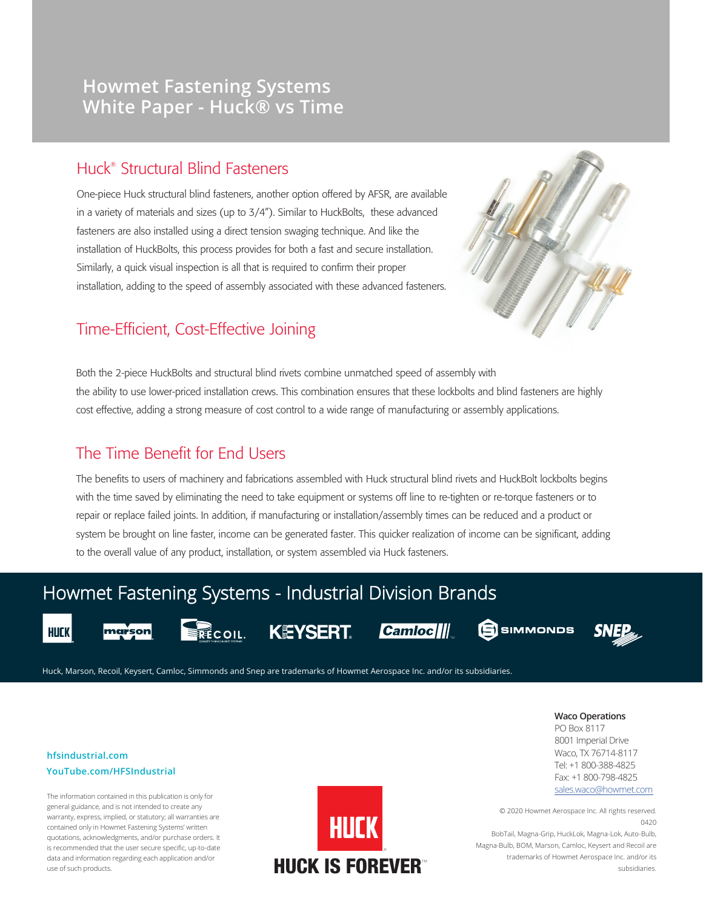# Howmet Fastening Systems White Paper - Huck® vs Time

## Huck® Structural Blind Fasteners

One-piece Huck structural blind fasteners, another option offered by AFSR, are available in a variety of materials and sizes (up to 3/4"). Similar to HuckBolts, these advanced fasteners are also installed using a direct tension swaging technique. And like the installation of HuckBolts, this process provides for both a fast and secure installation. Similarly, a quick visual inspection is all that is required to confirm their proper installation, adding to the speed of assembly associated with these advanced fasteners.

## Time-Efficient, Cost-Effective Joining

Both the 2-piece HuckBolts and structural blind rivets combine unmatched speed of assembly with the ability to use lower-priced installation crews. This combination ensures that these lockbolts and blind fasteners are highly cost effective, adding a strong measure of cost control to a wide range of manufacturing or assembly applications.

## The Time Benefit for End Users

The benefits to users of machinery and fabrications assembled with Huck structural blind rivets and HuckBolt lockbolts begins with the time saved by eliminating the need to take equipment or systems off line to re-tighten or re-torque fasteners or to repair or replace failed joints. In addition, if manufacturing or installation/assembly times can be reduced and a product or system be brought on line faster, income can be generated faster. This quicker realization of income can be significant, adding to the overall value of any product, installation, or system assembled via Huck fasteners.

## Howmet Fastening Systems - Industrial Division Brands

HUCK · marson · RECOIL · KEYSERT · Camloc · SIMMONDS · SNEP

Huck, Marson, Recoil, Keysert, Camloc, Simmonds and Snep are trademarks of Howmet Aerospace Inc. and/or its subsidiaries.

hfsindustrial.com
YouTube.com/HFSIndustrial

The information contained in this publication is only for general guidance, and is not intended to create any warranty, express, implied, or statutory; all warranties are contained only in Howmet Fastening Systems' written quotations, acknowledgments, and/or purchase orders. It is recommended that the user secure specific, up-to-date data and information regarding each application and/or use of such products.

HUCK
HUCK IS FOREVER™

**Waco Operations**
PO Box 8117
8001 Imperial Drive
Waco, TX 76714-8117
Tel: +1 800-388-4825
Fax: +1 800-798-4825
sales.waco@howmet.com

© 2020 Howmet Aerospace Inc. All rights reserved.
0420

BobTail, Magna-Grip, HuckLok, Magna-Lok, Auto-Bulb, Magna-Bulb, BOM, Marson, Camloc, Keysert and Recoil are trademarks of Howmet Aerospace Inc. and/or its subsidiaries.